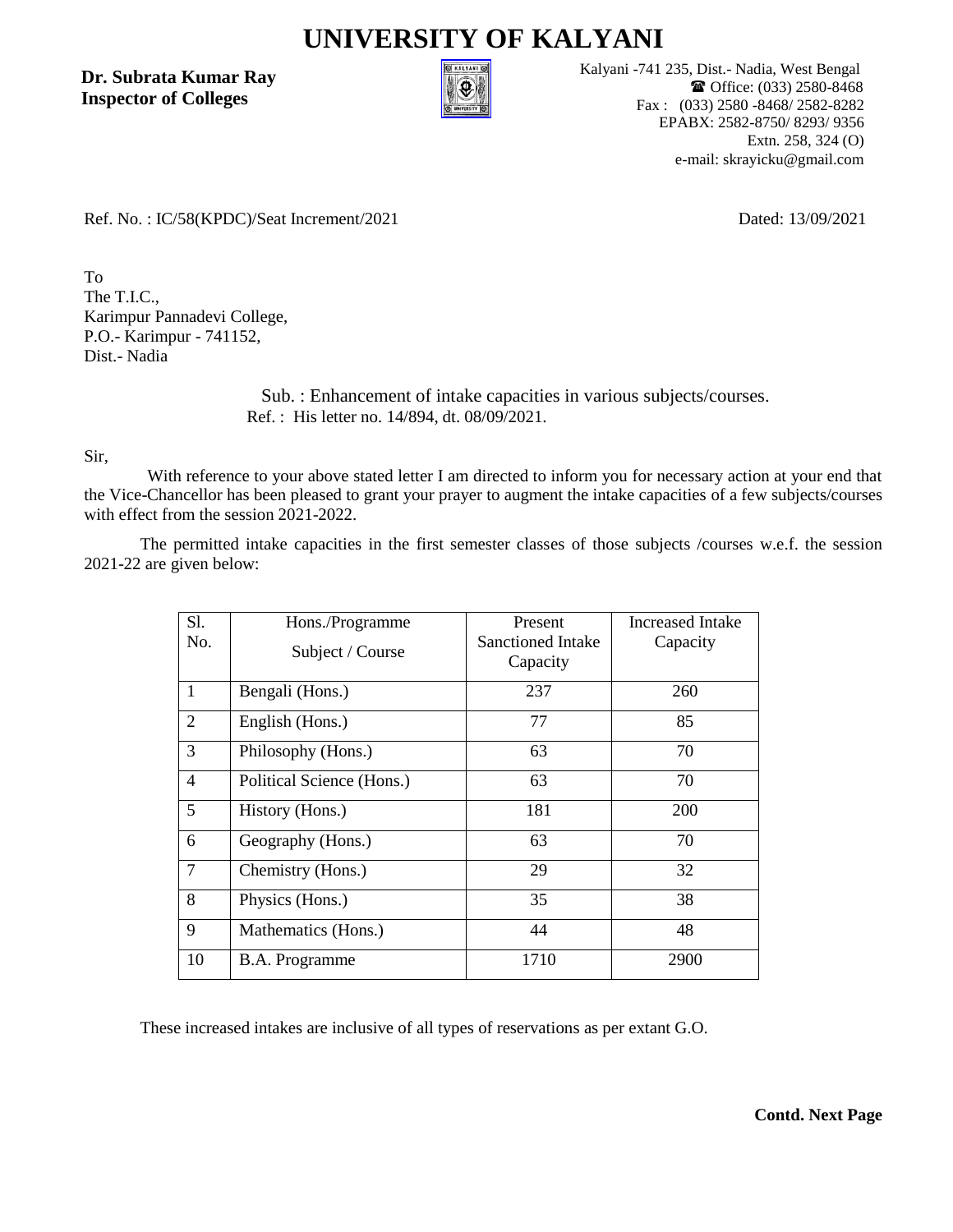# UNIVERSITY OF KALYANI

**Dr. Subrata Kumar Ray**
**Inspector of Colleges**

Kalyani -741 235, Dist.- Nadia, West Bengal
☎ Office: (033) 2580-8468
Fax : (033) 2580 -8468/ 2582-8282
EPABX: 2582-8750/ 8293/ 9356
Extn. 258, 324 (O)
e-mail: skrayicku@gmail.com

Ref. No. : IC/58(KPDC)/Seat Increment/2021

Dated: 13/09/2021

To
The T.I.C.,
Karimpur Pannadevi College,
P.O.- Karimpur - 741152,
Dist.- Nadia

Sub. : Enhancement of intake capacities in various subjects/courses.
Ref. : His letter no. 14/894, dt. 08/09/2021.

Sir,

With reference to your above stated letter I am directed to inform you for necessary action at your end that the Vice-Chancellor has been pleased to grant your prayer to augment the intake capacities of a few subjects/courses with effect from the session 2021-2022.

The permitted intake capacities in the first semester classes of those subjects /courses w.e.f. the session 2021-22 are given below:

| Sl. No. | Hons./Programme Subject / Course | Present Sanctioned Intake Capacity | Increased Intake Capacity |
|---|---|---|---|
| 1 | Bengali (Hons.) | 237 | 260 |
| 2 | English (Hons.) | 77 | 85 |
| 3 | Philosophy (Hons.) | 63 | 70 |
| 4 | Political Science (Hons.) | 63 | 70 |
| 5 | History (Hons.) | 181 | 200 |
| 6 | Geography (Hons.) | 63 | 70 |
| 7 | Chemistry (Hons.) | 29 | 32 |
| 8 | Physics (Hons.) | 35 | 38 |
| 9 | Mathematics (Hons.) | 44 | 48 |
| 10 | B.A. Programme | 1710 | 2900 |

These increased intakes are inclusive of all types of reservations as per extant G.O.

**Contd. Next Page**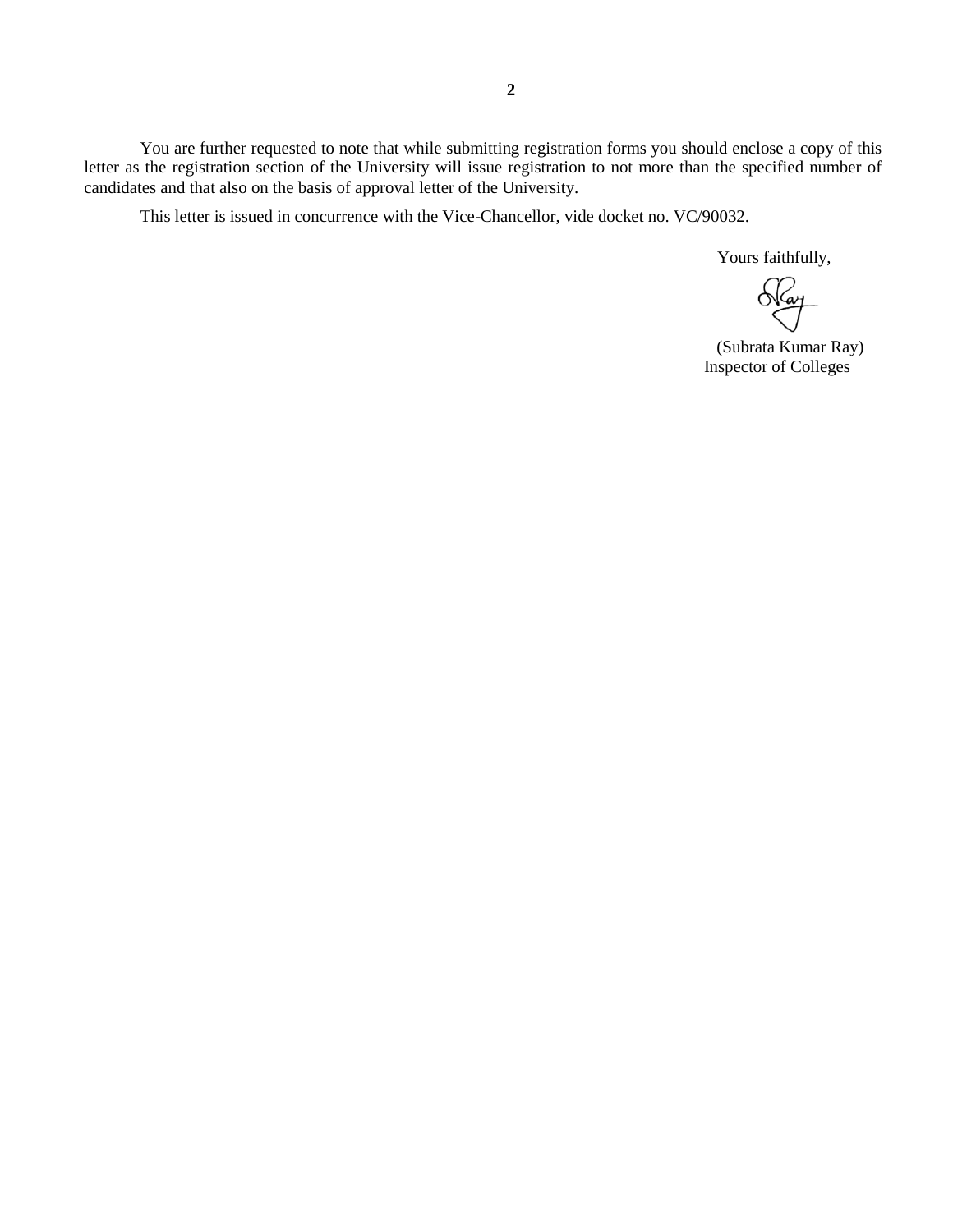You are further requested to note that while submitting registration forms you should enclose a copy of this letter as the registration section of the University will issue registration to not more than the specified number of candidates and that also on the basis of approval letter of the University.

This letter is issued in concurrence with the Vice-Chancellor, vide docket no. VC/90032.

Yours faithfully,

(Subrata Kumar Ray)
Inspector of Colleges